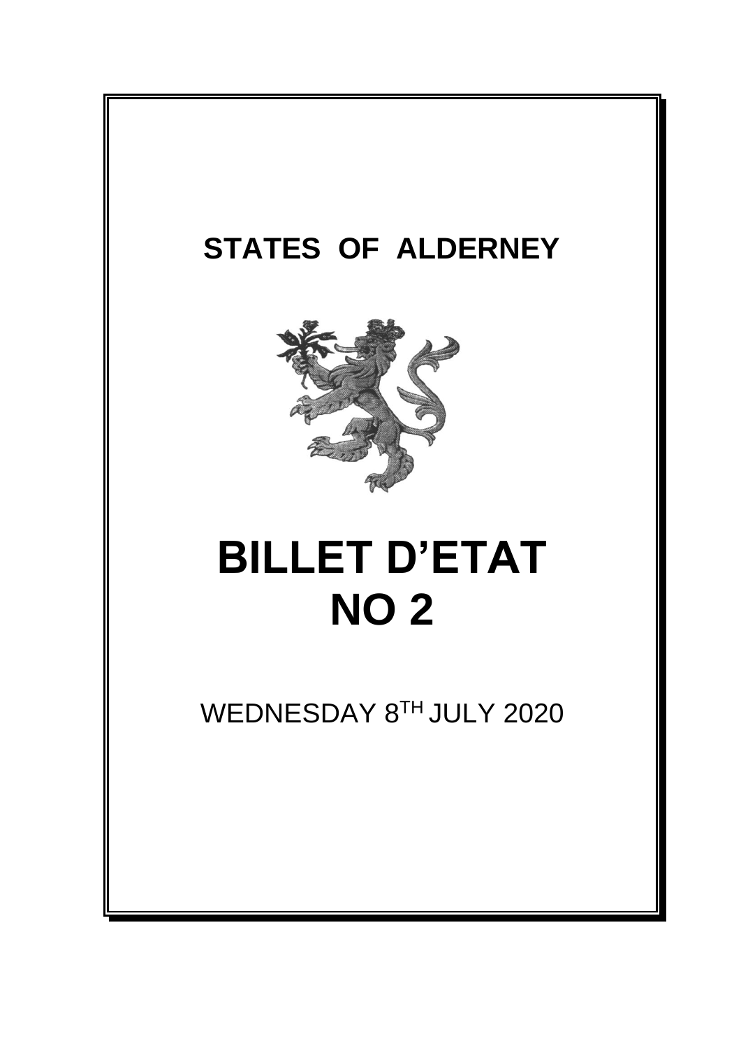# STATES OF ALDERNEY

# BILLET D'ETAT NO 2

WEDNESDAY 8TH JULY 2020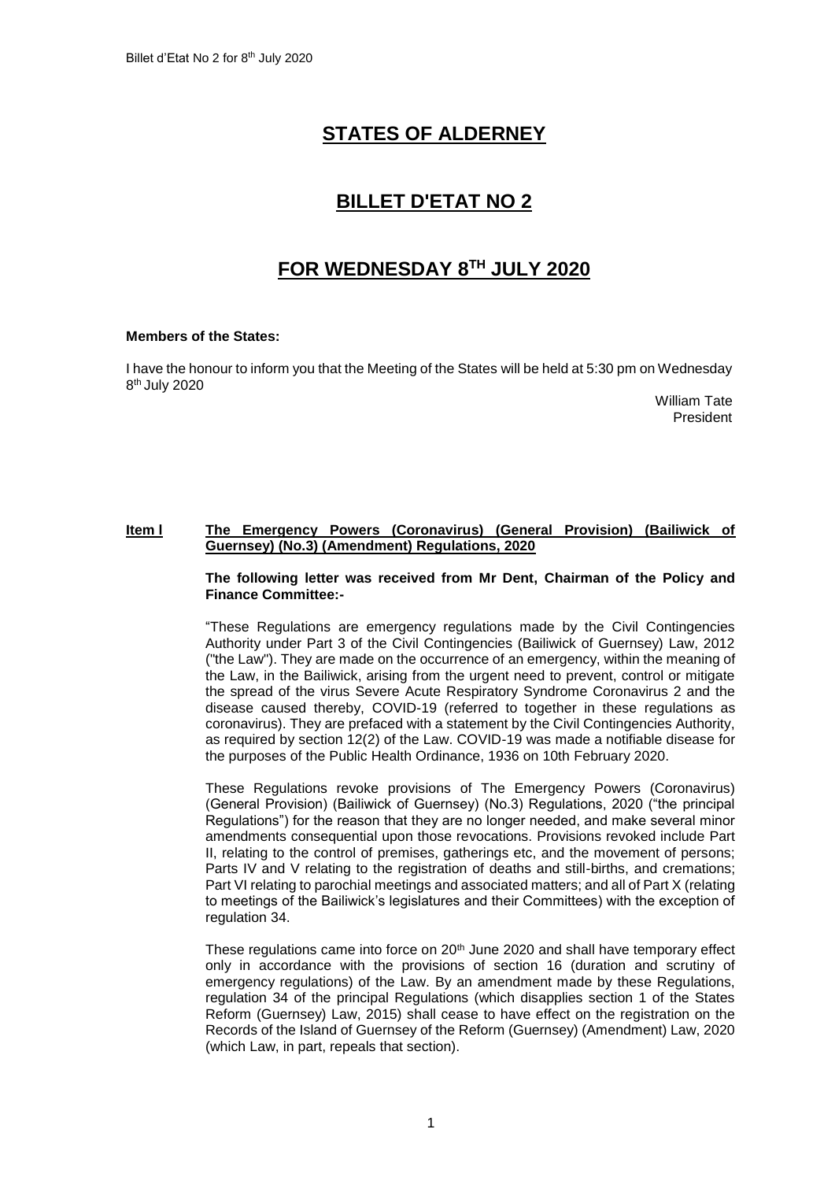# STATES OF ALDERNEY

# BILLET D'ETAT NO 2

# FOR WEDNESDAY 8TH JULY 2020

**Members of the States:**

I have the honour to inform you that the Meeting of the States will be held at 5:30 pm on Wednesday 8th July 2020

William Tate
President

**Item l** **The Emergency Powers (Coronavirus) (General Provision) (Bailiwick of Guernsey) (No.3) (Amendment) Regulations, 2020**

**The following letter was received from Mr Dent, Chairman of the Policy and Finance Committee:-**

"These Regulations are emergency regulations made by the Civil Contingencies Authority under Part 3 of the Civil Contingencies (Bailiwick of Guernsey) Law, 2012 ("the Law"). They are made on the occurrence of an emergency, within the meaning of the Law, in the Bailiwick, arising from the urgent need to prevent, control or mitigate the spread of the virus Severe Acute Respiratory Syndrome Coronavirus 2 and the disease caused thereby, COVID-19 (referred to together in these regulations as coronavirus). They are prefaced with a statement by the Civil Contingencies Authority, as required by section 12(2) of the Law. COVID-19 was made a notifiable disease for the purposes of the Public Health Ordinance, 1936 on 10th February 2020.

These Regulations revoke provisions of The Emergency Powers (Coronavirus) (General Provision) (Bailiwick of Guernsey) (No.3) Regulations, 2020 ("the principal Regulations") for the reason that they are no longer needed, and make several minor amendments consequential upon those revocations. Provisions revoked include Part II, relating to the control of premises, gatherings etc, and the movement of persons; Parts IV and V relating to the registration of deaths and still-births, and cremations; Part VI relating to parochial meetings and associated matters; and all of Part X (relating to meetings of the Bailiwick's legislatures and their Committees) with the exception of regulation 34.

These regulations came into force on 20th June 2020 and shall have temporary effect only in accordance with the provisions of section 16 (duration and scrutiny of emergency regulations) of the Law. By an amendment made by these Regulations, regulation 34 of the principal Regulations (which disapplies section 1 of the States Reform (Guernsey) Law, 2015) shall cease to have effect on the registration on the Records of the Island of Guernsey of the Reform (Guernsey) (Amendment) Law, 2020 (which Law, in part, repeals that section).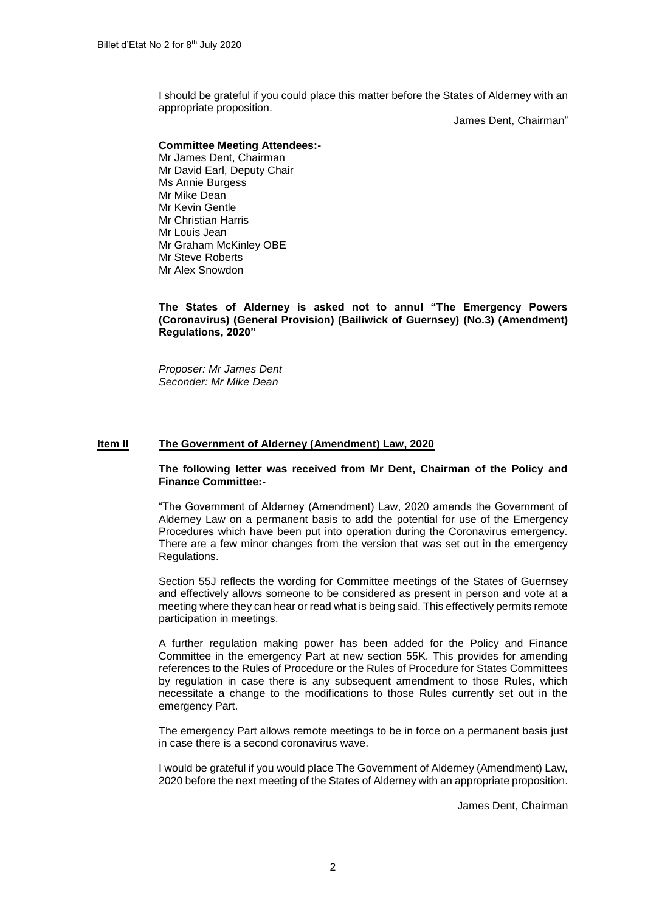I should be grateful if you could place this matter before the States of Alderney with an appropriate proposition.

James Dent, Chairman"

**Committee Meeting Attendees:-**
Mr James Dent, Chairman
Mr David Earl, Deputy Chair
Ms Annie Burgess
Mr Mike Dean
Mr Kevin Gentle
Mr Christian Harris
Mr Louis Jean
Mr Graham McKinley OBE
Mr Steve Roberts
Mr Alex Snowdon

**The States of Alderney is asked not to annul "The Emergency Powers (Coronavirus) (General Provision) (Bailiwick of Guernsey) (No.3) (Amendment) Regulations, 2020"**

*Proposer: Mr James Dent*
*Seconder: Mr Mike Dean*

## Item II The Government of Alderney (Amendment) Law, 2020

**The following letter was received from Mr Dent, Chairman of the Policy and Finance Committee:-**

"The Government of Alderney (Amendment) Law, 2020 amends the Government of Alderney Law on a permanent basis to add the potential for use of the Emergency Procedures which have been put into operation during the Coronavirus emergency. There are a few minor changes from the version that was set out in the emergency Regulations.

Section 55J reflects the wording for Committee meetings of the States of Guernsey and effectively allows someone to be considered as present in person and vote at a meeting where they can hear or read what is being said. This effectively permits remote participation in meetings.

A further regulation making power has been added for the Policy and Finance Committee in the emergency Part at new section 55K. This provides for amending references to the Rules of Procedure or the Rules of Procedure for States Committees by regulation in case there is any subsequent amendment to those Rules, which necessitate a change to the modifications to those Rules currently set out in the emergency Part.

The emergency Part allows remote meetings to be in force on a permanent basis just in case there is a second coronavirus wave.

I would be grateful if you would place The Government of Alderney (Amendment) Law, 2020 before the next meeting of the States of Alderney with an appropriate proposition.

James Dent, Chairman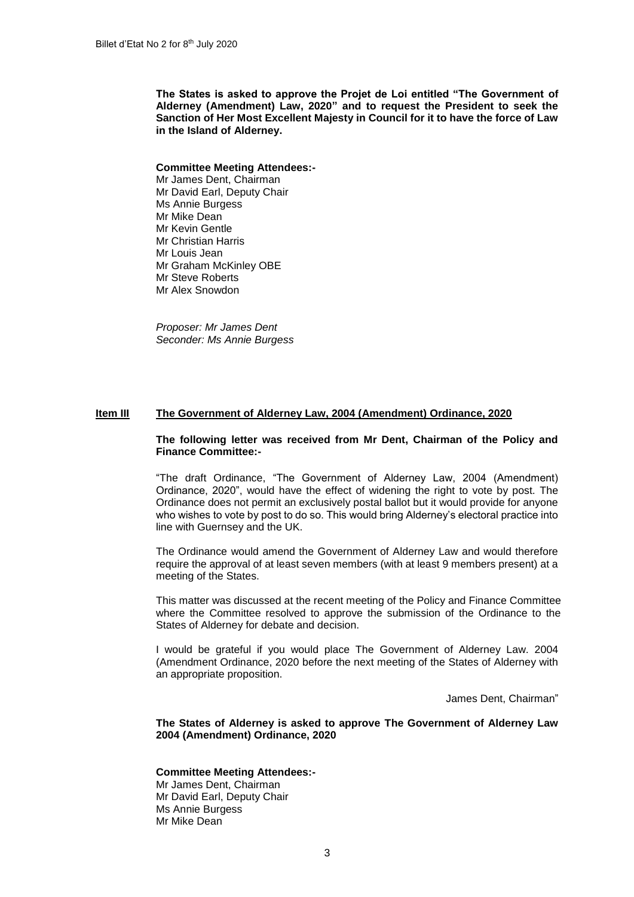**The States is asked to approve the Projet de Loi entitled "The Government of Alderney (Amendment) Law, 2020" and to request the President to seek the Sanction of Her Most Excellent Majesty in Council for it to have the force of Law in the Island of Alderney.**

**Committee Meeting Attendees:-**
Mr James Dent, Chairman
Mr David Earl, Deputy Chair
Ms Annie Burgess
Mr Mike Dean
Mr Kevin Gentle
Mr Christian Harris
Mr Louis Jean
Mr Graham McKinley OBE
Mr Steve Roberts
Mr Alex Snowdon

*Proposer: Mr James Dent*
*Seconder: Ms Annie Burgess*

## Item III The Government of Alderney Law, 2004 (Amendment) Ordinance, 2020

**The following letter was received from Mr Dent, Chairman of the Policy and Finance Committee:-**

"The draft Ordinance, "The Government of Alderney Law, 2004 (Amendment) Ordinance, 2020", would have the effect of widening the right to vote by post. The Ordinance does not permit an exclusively postal ballot but it would provide for anyone who wishes to vote by post to do so. This would bring Alderney's electoral practice into line with Guernsey and the UK.

The Ordinance would amend the Government of Alderney Law and would therefore require the approval of at least seven members (with at least 9 members present) at a meeting of the States.

This matter was discussed at the recent meeting of the Policy and Finance Committee where the Committee resolved to approve the submission of the Ordinance to the States of Alderney for debate and decision.

I would be grateful if you would place The Government of Alderney Law. 2004 (Amendment Ordinance, 2020 before the next meeting of the States of Alderney with an appropriate proposition.

James Dent, Chairman"

**The States of Alderney is asked to approve The Government of Alderney Law 2004 (Amendment) Ordinance, 2020**

**Committee Meeting Attendees:-**
Mr James Dent, Chairman
Mr David Earl, Deputy Chair
Ms Annie Burgess
Mr Mike Dean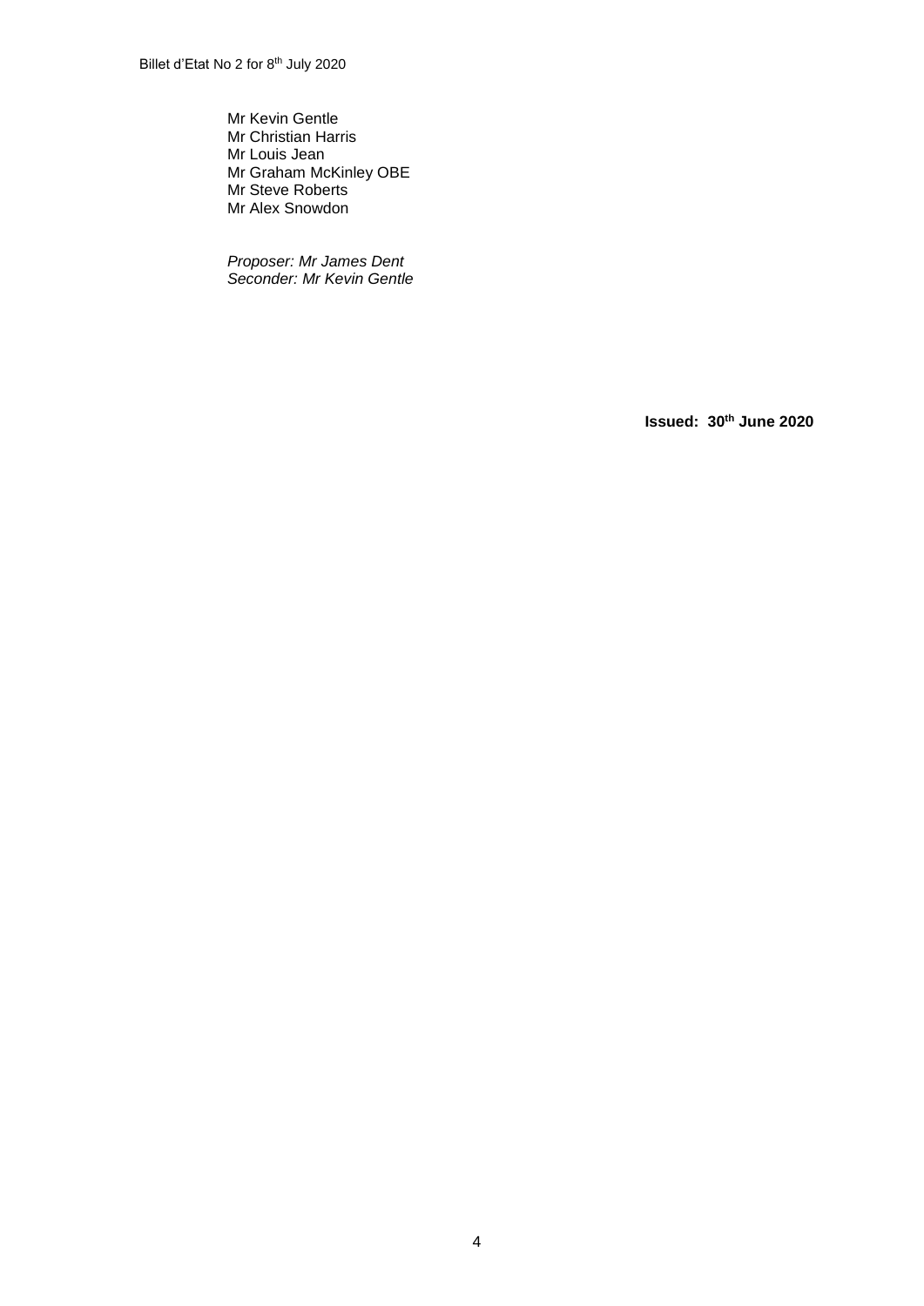Mr Kevin Gentle
Mr Christian Harris
Mr Louis Jean
Mr Graham McKinley OBE
Mr Steve Roberts
Mr Alex Snowdon

*Proposer: Mr James Dent*
*Seconder: Mr Kevin Gentle*

**Issued: 30th June 2020**